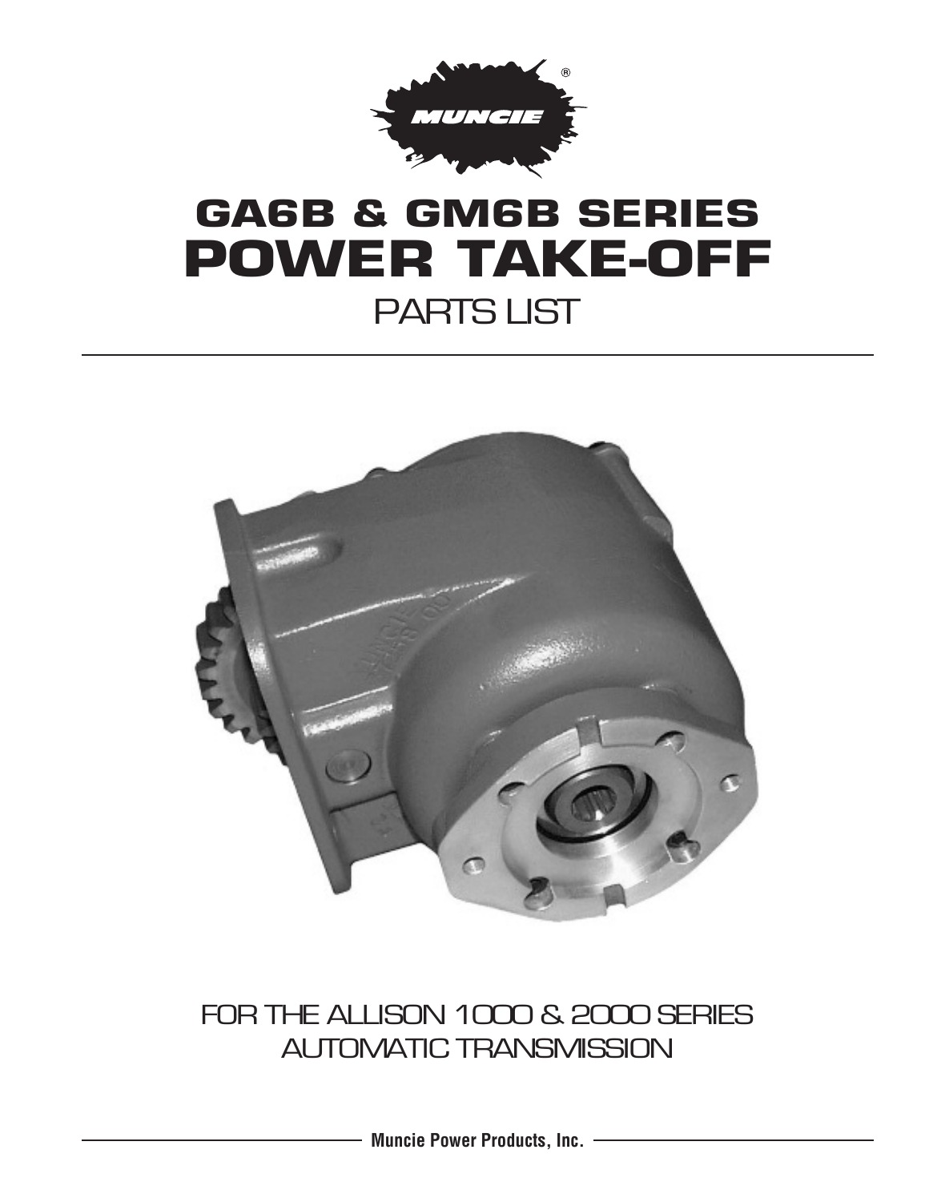MUNCIE®

# GA6B & GM6B SERIES
# POWER TAKE-OFF
## PARTS LIST

FOR THE ALLISON 1000 & 2000 SERIES AUTOMATIC TRANSMISSION

**Muncie Power Products, Inc.**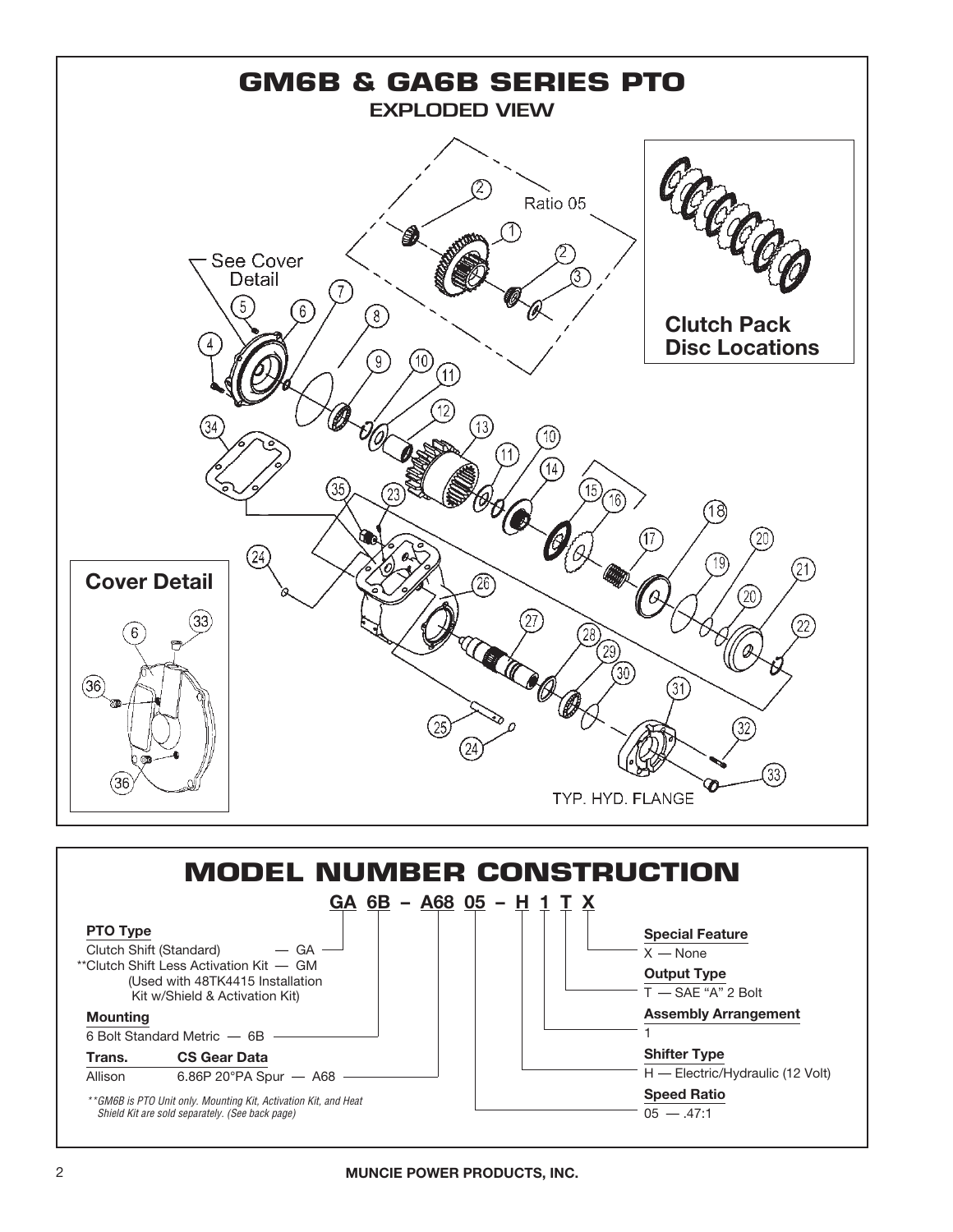# GM6B & GA6B SERIES PTO

## EXPLODED VIEW

Ratio 05

See Cover Detail

Clutch Pack Disc Locations

Cover Detail

TYP. HYD. FLANGE

# MODEL NUMBER CONSTRUCTION

**GA 6B – A68 05 – H 1 T X**

**PTO Type**

Clutch Shift (Standard) — GA

**Clutch Shift Less Activation Kit — GM (Used with 48TK4415 Installation Kit w/Shield & Activation Kit)

**Mounting**

6 Bolt Standard Metric — 6B

| Trans. | CS Gear Data |
|---|---|
| Allison | 6.86P 20°PA Spur — A68 |

*\*\*GM6B is PTO Unit only. Mounting Kit, Activation Kit, and Heat Shield Kit are sold separately. (See back page)*

**Special Feature**

X — None

**Output Type**

T — SAE "A" 2 Bolt

**Assembly Arrangement**

1

**Shifter Type**

H — Electric/Hydraulic (12 Volt)

**Speed Ratio**

05 — .47:1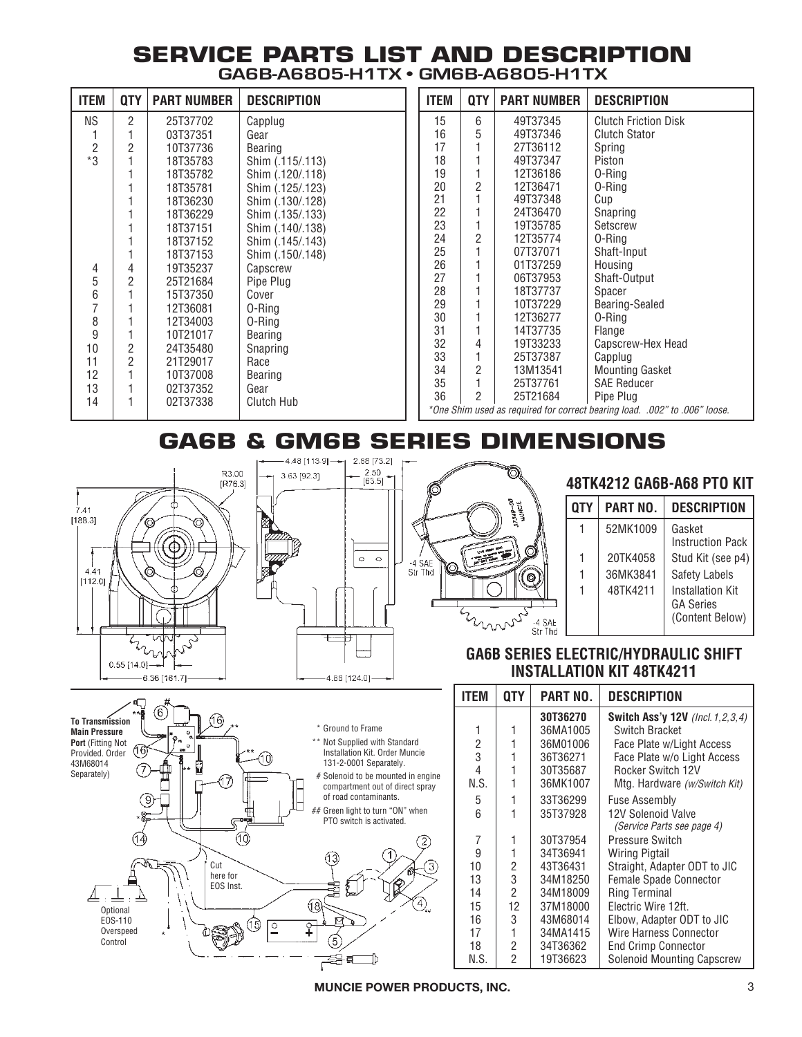# SERVICE PARTS LIST AND DESCRIPTION

## GA6B-A6805-H1TX • GM6B-A6805-H1TX

| ITEM | QTY | PART NUMBER | DESCRIPTION |
|---|---|---|---|
| NS | 2 | 25T37702 | Capplug |
| 1 | 1 | 03T37351 | Gear |
| 2 | 2 | 10T37736 | Bearing |
| *3 | 1 | 18T35783 | Shim (.115/.113) |
|  | 1 | 18T35782 | Shim (.120/.118) |
|  | 1 | 18T35781 | Shim (.125/.123) |
|  | 1 | 18T36230 | Shim (.130/.128) |
|  | 1 | 18T36229 | Shim (.135/.133) |
|  | 1 | 18T37151 | Shim (.140/.138) |
|  | 1 | 18T37152 | Shim (.145/.143) |
|  | 1 | 18T37153 | Shim (.150/.148) |
| 4 | 4 | 19T35237 | Capscrew |
| 5 | 2 | 25T21684 | Pipe Plug |
| 6 | 1 | 15T37350 | Cover |
| 7 | 1 | 12T36081 | O-Ring |
| 8 | 1 | 12T34003 | O-Ring |
| 9 | 1 | 10T21017 | Bearing |
| 10 | 2 | 24T35480 | Snapring |
| 11 | 2 | 21T29017 | Race |
| 12 | 1 | 10T37008 | Bearing |
| 13 | 1 | 02T37352 | Gear |
| 14 | 1 | 02T37338 | Clutch Hub |
| 15 | 6 | 49T37345 | Clutch Friction Disk |
| 16 | 5 | 49T37346 | Clutch Stator |
| 17 | 1 | 27T36112 | Spring |
| 18 | 1 | 49T37347 | Piston |
| 19 | 1 | 12T36186 | O-Ring |
| 20 | 2 | 12T36471 | O-Ring |
| 21 | 1 | 49T37348 | Cup |
| 22 | 1 | 24T36470 | Snapring |
| 23 | 1 | 19T35785 | Setscrew |
| 24 | 2 | 12T35774 | O-Ring |
| 25 | 1 | 07T37071 | Shaft-Input |
| 26 | 1 | 01T37259 | Housing |
| 27 | 1 | 06T37953 | Shaft-Output |
| 28 | 1 | 18T37737 | Spacer |
| 29 | 1 | 10T37229 | Bearing-Sealed |
| 30 | 1 | 12T36277 | O-Ring |
| 31 | 1 | 14T37735 | Flange |
| 32 | 4 | 19T33233 | Capscrew-Hex Head |
| 33 | 1 | 25T37387 | Capplug |
| 34 | 2 | 13M13541 | Mounting Gasket |
| 35 | 1 | 25T37761 | SAE Reducer |
| 36 | 2 | 25T21684 | Pipe Plug |

*\*One Shim used as required for correct bearing load. .002" to .006" loose.*

# GA6B & GM6B SERIES DIMENSIONS

7.41 [188.3] · 4.41 [112.0] · R3.00 [R76.3] · 0.55 [14.0] · 6.36 [161.7] · 4.48 [113.9] · 3.63 [92.3] · 2.88 [73.2] · 2.50 [63.5] · 4.88 [124.0] · -4 SAE Str Thd · -4 SAE Str Thd

## 48TK4212 GA6B-A68 PTO KIT

| QTY | PART NO. | DESCRIPTION |
|---|---|---|
| 1 | 52MK1009 | Gasket Instruction Pack |
| 1 | 20TK4058 | Stud Kit (see p4) |
| 1 | 36MK3841 | Safety Labels |
| 1 | 48TK4211 | Installation Kit GA Series (Content Below) |

## GA6B SERIES ELECTRIC/HYDRAULIC SHIFT INSTALLATION KIT 48TK4211

| ITEM | QTY | PART NO. | DESCRIPTION |
|---|---|---|---|
|  |  | 30T36270 | **Switch Ass'y 12V** *(Incl. 1,2,3,4)* |
| 1 | 1 | 36MA1005 | Switch Bracket |
| 2 | 1 | 36M01006 | Face Plate w/Light Access |
| 3 | 1 | 36T36271 | Face Plate w/o Light Access |
| 4 | 1 | 30T35687 | Rocker Switch 12V |
| N.S. | 1 | 36MK1007 | Mtg. Hardware *(w/Switch Kit)* |
| 5 | 1 | 33T36299 | Fuse Assembly |
| 6 | 1 | 35T37928 | 12V Solenoid Valve *(Service Parts see page 4)* |
| 7 | 1 | 30T37954 | Pressure Switch |
| 9 | 1 | 34T36941 | Wiring Pigtail |
| 10 | 2 | 43T36431 | Straight, Adapter ODT to JIC |
| 13 | 3 | 34M18250 | Female Spade Connector |
| 14 | 2 | 34M18009 | Ring Terminal |
| 15 | 12 | 37M18000 | Electric Wire 12ft. |
| 16 | 3 | 43M68014 | Elbow, Adapter ODT to JIC |
| 17 | 1 | 34MA1415 | Wire Harness Connector |
| 18 | 2 | 34T36362 | End Crimp Connector |
| N.S. | 2 | 19T36623 | Solenoid Mounting Capscrew |

**To Transmission Main Pressure Port** (Fitting Not Provided. Order 43M68014 Separately)

\* Ground to Frame

\*\* Not Supplied with Standard Installation Kit. Order Muncie 131-2-0001 Separately.

\# Solenoid to be mounted in engine compartment out of direct spray of road contaminants.

\#\# Green light to turn "ON" when PTO switch is activated.

Cut here for EOS Inst.

Optional EOS-110 Overspeed Control

MUNCIE POWER PRODUCTS, INC.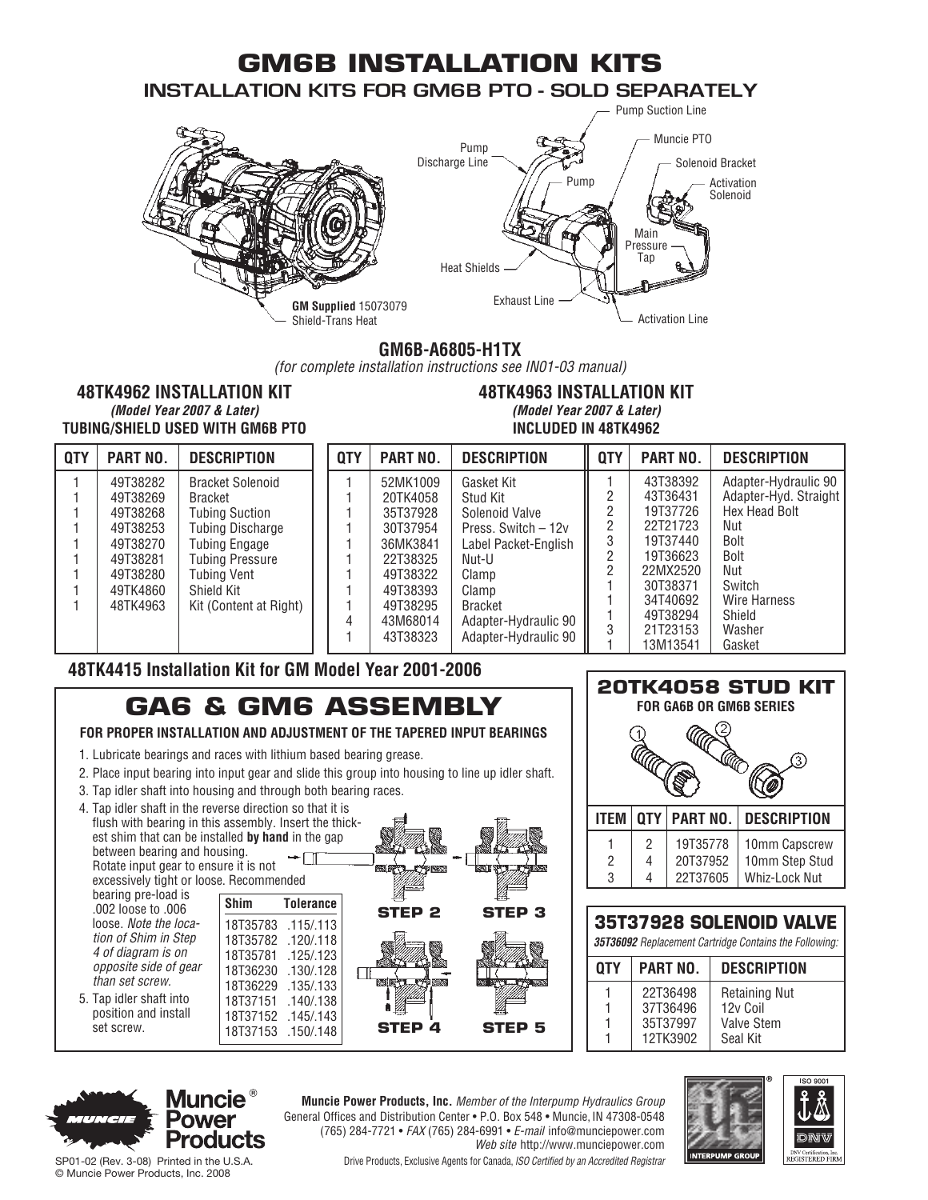# GM6B INSTALLATION KITS

## INSTALLATION KITS FOR GM6B PTO - SOLD SEPARATELY

Pump Suction Line
Muncie PTO
Pump Discharge Line
Solenoid Bracket
Pump
Activation Solenoid
Main Pressure Tap
Heat Shields
Exhaust Line
Activation Line
**GM Supplied** 15073079 Shield-Trans Heat

**GM6B-A6805-H1TX**

*(for complete installation instructions see IN01-03 manual)*

### 48TK4962 INSTALLATION KIT
***(Model Year 2007 & Later)***
**TUBING/SHIELD USED WITH GM6B PTO**

| QTY | PART NO. | DESCRIPTION |
|---|---|---|
| 1 | 49T38282 | Bracket Solenoid |
| 1 | 49T38269 | Bracket |
| 1 | 49T38268 | Tubing Suction |
| 1 | 49T38253 | Tubing Discharge |
| 1 | 49T38270 | Tubing Engage |
| 1 | 49T38281 | Tubing Pressure |
| 1 | 49T38280 | Tubing Vent |
| 1 | 49TK4860 | Shield Kit |
| 1 | 48TK4963 | Kit (Content at Right) |

### 48TK4963 INSTALLATION KIT
***(Model Year 2007 & Later)***
**INCLUDED IN 48TK4962**

| QTY | PART NO. | DESCRIPTION |
|---|---|---|
| 1 | 52MK1009 | Gasket Kit |
| 1 | 20TK4058 | Stud Kit |
| 1 | 35T37928 | Solenoid Valve |
| 1 | 30T37954 | Press. Switch – 12v |
| 1 | 36MK3841 | Label Packet-English |
| 1 | 22T38325 | Nut-U |
| 1 | 49T38322 | Clamp |
| 1 | 49T38393 | Clamp |
| 1 | 49T38295 | Bracket |
| 4 | 43M68014 | Adapter-Hydraulic 90 |
| 1 | 43T38323 | Adapter-Hydraulic 90 |
| 1 | 43T38392 | Adapter-Hydraulic 90 |
| 2 | 43T36431 | Adapter-Hyd. Straight |
| 2 | 19T37726 | Hex Head Bolt |
| 2 | 22T21723 | Nut |
| 3 | 19T37440 | Bolt |
| 2 | 19T36623 | Bolt |
| 2 | 22MX2520 | Nut |
| 1 | 30T38371 | Switch |
| 1 | 34T40692 | Wire Harness |
| 1 | 49T38294 | Shield |
| 3 | 21T23153 | Washer |
| 1 | 13M13541 | Gasket |

**48TK4415 Installation Kit for GM Model Year 2001-2006**

## GA6 & GM6 ASSEMBLY

**FOR PROPER INSTALLATION AND ADJUSTMENT OF THE TAPERED INPUT BEARINGS**

1. Lubricate bearings and races with lithium based bearing grease.
2. Place input bearing into input gear and slide this group into housing to line up idler shaft.
3. Tap idler shaft into housing and through both bearing races.
4. Tap idler shaft in the reverse direction so that it is flush with bearing in this assembly. Insert the thickest shim that can be installed **by hand** in the gap between bearing and housing. Rotate input gear to ensure it is not excessively tight or loose. Recommended bearing pre-load is .002 loose to .006 loose. *Note the location of Shim in Step 4 of diagram is on opposite side of gear than set screw.*
5. Tap idler shaft into position and install set screw.

| Shim | Tolerance |
|---|---|
| 18T35783 | .115/.113 |
| 18T35782 | .120/.118 |
| 18T35781 | .125/.123 |
| 18T36230 | .130/.128 |
| 18T36229 | .135/.133 |
| 18T37151 | .140/.138 |
| 18T37152 | .145/.143 |
| 18T37153 | .150/.148 |

STEP 2
STEP 3
STEP 4
STEP 5

## 20TK4058 STUD KIT
**FOR GA6B OR GM6B SERIES**

| ITEM | QTY | PART NO. | DESCRIPTION |
|---|---|---|---|
| 1 | 2 | 19T35778 | 10mm Capscrew |
| 2 | 4 | 20T37952 | 10mm Step Stud |
| 3 | 4 | 22T37605 | Whiz-Lock Nut |

## 35T37928 SOLENOID VALVE
***35T36092** Replacement Cartridge Contains the Following:*

| QTY | PART NO. | DESCRIPTION |
|---|---|---|
| 1 | 22T36498 | Retaining Nut |
| 1 | 37T36496 | 12v Coil |
| 1 | 35T37997 | Valve Stem |
| 1 | 12TK3902 | Seal Kit |

Muncie® Power Products

**Muncie Power Products, Inc.** *Member of the Interpump Hydraulics Group*
General Offices and Distribution Center • P.O. Box 548 • Muncie, IN 47308-0548
(765) 284-7721 • *FAX* (765) 284-6991 • *E-mail* info@munciepower.com
*Web site* http://www.munciepower.com
Drive Products, Exclusive Agents for Canada, *ISO Certified by an Accredited Registrar*

SP01-02 (Rev. 3-08) Printed in the U.S.A.
© Muncie Power Products, Inc. 2008